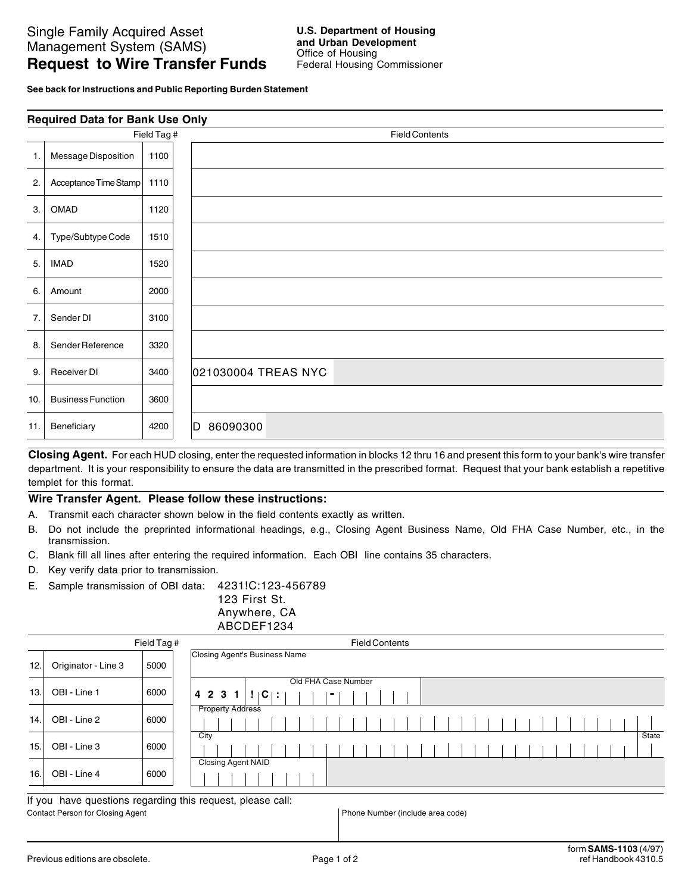Single Family Acquired Asset Management System (SAMS)

# Request to Wire Transfer Funds

**U.S. Department of Housing and Urban Development**
Office of Housing
Federal Housing Commissioner

**See back for Instructions and Public Reporting Burden Statement**

## Required Data for Bank Use Only

| | | Field Tag # | Field Contents |
|---|---|---|---|
| 1. | Message Disposition | 1100 | |
| 2. | Acceptance Time Stamp | 1110 | |
| 3. | OMAD | 1120 | |
| 4. | Type/Subtype Code | 1510 | |
| 5. | IMAD | 1520 | |
| 6. | Amount | 2000 | |
| 7. | Sender DI | 3100 | |
| 8. | Sender Reference | 3320 | |
| 9. | Receiver DI | 3400 | 021030004 TREAS NYC |
| 10. | Business Function | 3600 | |
| 11. | Beneficiary | 4200 | D 86090300 |

**Closing Agent.** For each HUD closing, enter the requested information in blocks 12 thru 16 and present this form to your bank's wire transfer department. It is your responsibility to ensure the data are transmitted in the prescribed format. Request that your bank establish a repetitive templet for this format.

**Wire Transfer Agent. Please follow these instructions:**

A. Transmit each character shown below in the field contents exactly as written.
B. Do not include the preprinted informational headings, e.g., Closing Agent Business Name, Old FHA Case Number, etc., in the transmission.
C. Blank fill all lines after entering the required information. Each OBI line contains 35 characters.
D. Key verify data prior to transmission.
E. Sample transmission of OBI data:

```
4231!C:123-456789
123 First St.
Anywhere, CA
ABCDEF1234
```

| | | Field Tag # | Field Contents |
|---|---|---|---|
| 12. | Originator - Line 3 | 5000 | Closing Agent's Business Name |
| 13. | OBI - Line 1 | 6000 | 4 2 3 1 ! C : Old FHA Case Number - |
| 14. | OBI - Line 2 | 6000 | Property Address |
| 15. | OBI - Line 3 | 6000 | City / State |
| 16. | OBI - Line 4 | 6000 | Closing Agent NAID |

If you have questions regarding this request, please call:

| Contact Person for Closing Agent | Phone Number (include area code) |
|---|---|
| | |

Previous editions are obsolete.

form **SAMS-1103** (4/97)
ref Handbook 4310.5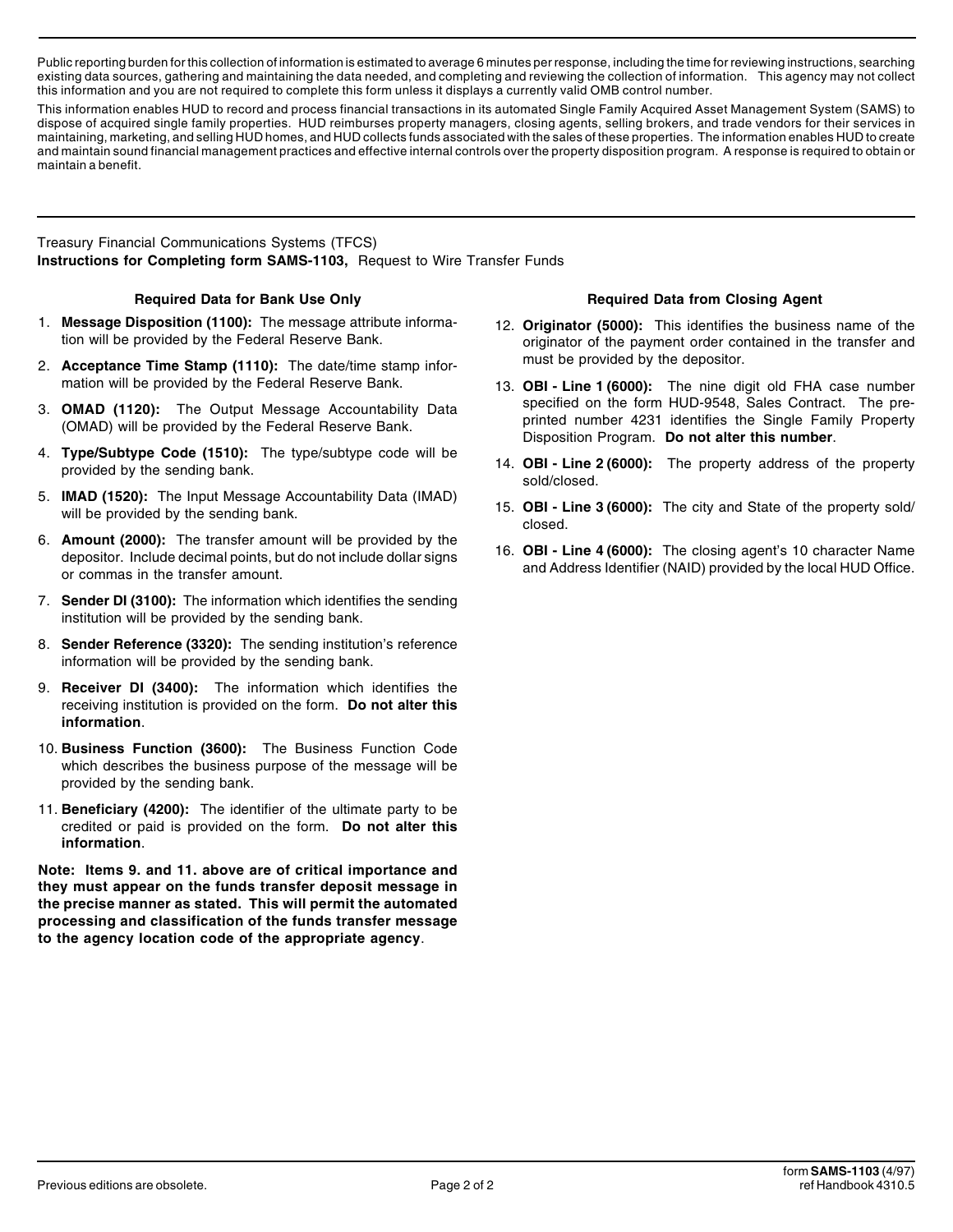Public reporting burden for this collection of information is estimated to average 6 minutes per response, including the time for reviewing instructions, searching existing data sources, gathering and maintaining the data needed, and completing and reviewing the collection of information. This agency may not collect this information and you are not required to complete this form unless it displays a currently valid OMB control number.

This information enables HUD to record and process financial transactions in its automated Single Family Acquired Asset Management System (SAMS) to dispose of acquired single family properties. HUD reimburses property managers, closing agents, selling brokers, and trade vendors for their services in maintaining, marketing, and selling HUD homes, and HUD collects funds associated with the sales of these properties. The information enables HUD to create and maintain sound financial management practices and effective internal controls over the property disposition program. A response is required to obtain or maintain a benefit.

---

Treasury Financial Communications Systems (TFCS)
**Instructions for Completing form SAMS-1103,** Request to Wire Transfer Funds

### Required Data for Bank Use Only

1. **Message Disposition (1100):** The message attribute information will be provided by the Federal Reserve Bank.
2. **Acceptance Time Stamp (1110):** The date/time stamp information will be provided by the Federal Reserve Bank.
3. **OMAD (1120):** The Output Message Accountability Data (OMAD) will be provided by the Federal Reserve Bank.
4. **Type/Subtype Code (1510):** The type/subtype code will be provided by the sending bank.
5. **IMAD (1520):** The Input Message Accountability Data (IMAD) will be provided by the sending bank.
6. **Amount (2000):** The transfer amount will be provided by the depositor. Include decimal points, but do not include dollar signs or commas in the transfer amount.
7. **Sender DI (3100):** The information which identifies the sending institution will be provided by the sending bank.
8. **Sender Reference (3320):** The sending institution's reference information will be provided by the sending bank.
9. **Receiver DI (3400):** The information which identifies the receiving institution is provided on the form. **Do not alter this information**.
10. **Business Function (3600):** The Business Function Code which describes the business purpose of the message will be provided by the sending bank.
11. **Beneficiary (4200):** The identifier of the ultimate party to be credited or paid is provided on the form. **Do not alter this information**.

**Note: Items 9. and 11. above are of critical importance and they must appear on the funds transfer deposit message in the precise manner as stated. This will permit the automated processing and classification of the funds transfer message to the agency location code of the appropriate agency**.

### Required Data from Closing Agent

12. **Originator (5000):** This identifies the business name of the originator of the payment order contained in the transfer and must be provided by the depositor.
13. **OBI - Line 1 (6000):** The nine digit old FHA case number specified on the form HUD-9548, Sales Contract. The preprinted number 4231 identifies the Single Family Property Disposition Program. **Do not alter this number**.
14. **OBI - Line 2 (6000):** The property address of the property sold/closed.
15. **OBI - Line 3 (6000):** The city and State of the property sold/closed.
16. **OBI - Line 4 (6000):** The closing agent's 10 character Name and Address Identifier (NAID) provided by the local HUD Office.

---

Previous editions are obsolete.

form **SAMS-1103** (4/97)
ref Handbook 4310.5